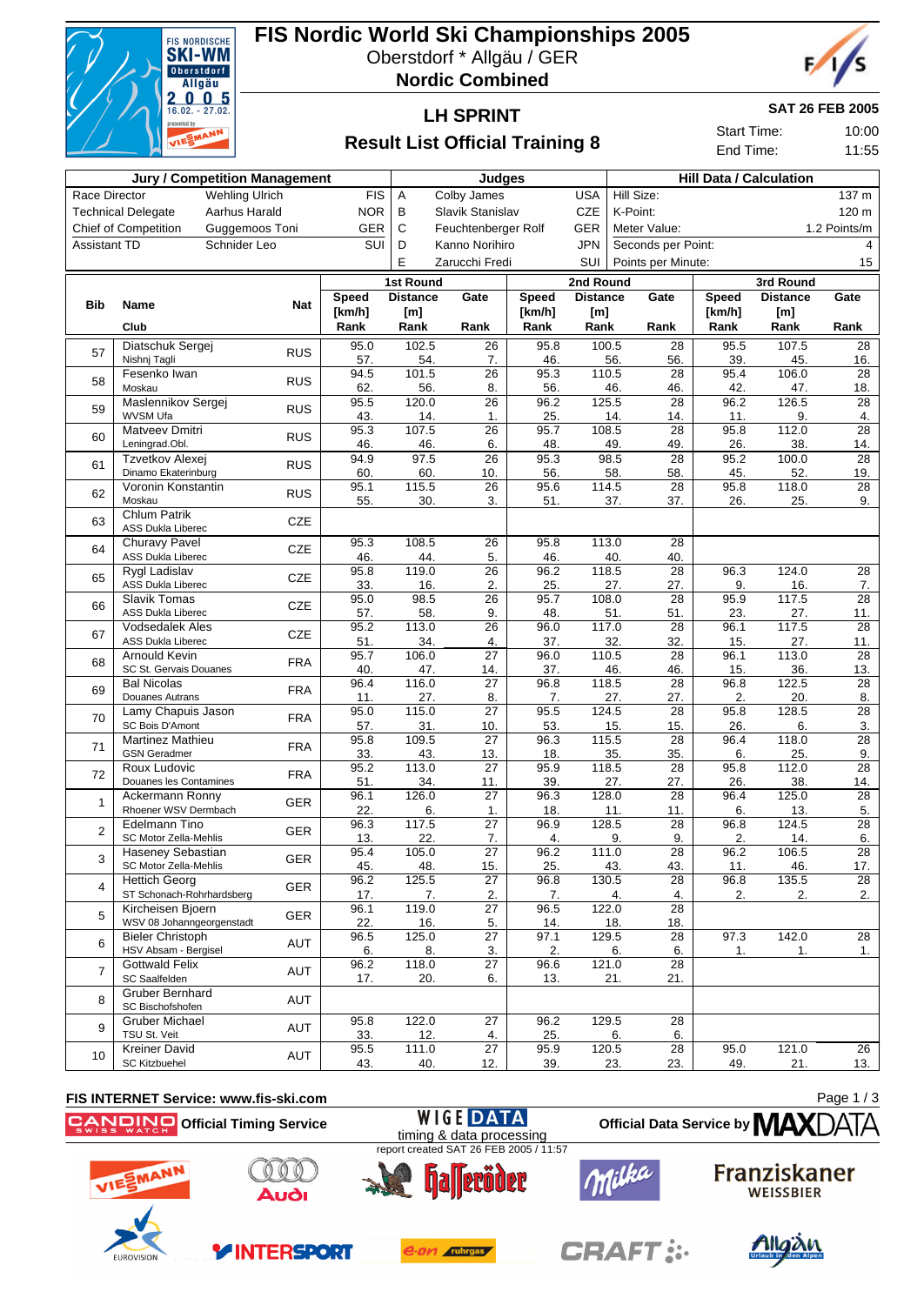# FIS Nordic World Ski Championships 2005

Oberstdorf * Allgäu / GER

**Nordic Combined**

## LH SPRINT

## Result List Official Training 8

**SAT 26 FEB 2005**

Start Time: 10:00

End Time: 11:55

| Jury / Competition Management | | | Judges | | | Hill Data / Calculation | |
|---|---|---|---|---|---|---|---|
| Race Director | Wehling Ulrich | FIS | A | Colby James | USA | Hill Size: | 137 m |
| Technical Delegate | Aarhus Harald | NOR | B | Slavik Stanislav | CZE | K-Point: | 120 m |
| Chief of Competition | Guggemoos Toni | GER | C | Feuchtenberger Rolf | GER | Meter Value: | 1.2 Points/m |
| Assistant TD | Schnider Leo | SUI | D | Kanno Norihiro | JPN | Seconds per Point: | 4 |
| | | | E | Zarucchi Fredi | SUI | Points per Minute: | 15 |

| Bib | Name / Club | Nat | 1st Round Speed [km/h] Rank | 1st Round Distance [m] Rank | 1st Round Gate Rank | 2nd Round Speed [km/h] Rank | 2nd Round Distance [m] Rank | 2nd Round Gate Rank | 3rd Round Speed [km/h] Rank | 3rd Round Distance [m] Rank | 3rd Round Gate Rank |
|---|---|---|---|---|---|---|---|---|---|---|---|
| 57 | Diatschuk Sergej / Nishnj Tagli | RUS | 95.0 / 57. | 102.5 / 54. | 26 / 7. | 95.8 / 46. | 100.5 / 56. | 28 / 56. | 95.5 / 39. | 107.5 / 45. | 28 / 16. |
| 58 | Fesenko Iwan / Moskau | RUS | 94.5 / 62. | 101.5 / 56. | 26 / 8. | 95.3 / 56. | 110.5 / 46. | 28 / 46. | 95.4 / 42. | 106.0 / 47. | 28 / 18. |
| 59 | Maslennikov Sergej / WVSM Ufa | RUS | 95.5 / 43. | 120.0 / 14. | 26 / 1. | 96.2 / 25. | 125.5 / 14. | 28 / 14. | 96.2 / 11. | 126.5 / 9. | 28 / 4. |
| 60 | Matveev Dmitri / Leningrad.Obl. | RUS | 95.3 / 46. | 107.5 / 46. | 26 / 6. | 95.7 / 48. | 108.5 / 49. | 28 / 49. | 95.8 / 26. | 112.0 / 38. | 28 / 14. |
| 61 | Tzvetkov Alexej / Dinamo Ekaterinburg | RUS | 94.9 / 60. | 97.5 / 60. | 26 / 10. | 95.3 / 56. | 98.5 / 58. | 28 / 58. | 95.2 / 45. | 100.0 / 52. | 28 / 19. |
| 62 | Voronin Konstantin / Moskau | RUS | 95.1 / 55. | 115.5 / 30. | 26 / 3. | 95.6 / 51. | 114.5 / 37. | 28 / 37. | 95.8 / 26. | 118.0 / 25. | 28 / 9. |
| 63 | Chlum Patrik / ASS Dukla Liberec | CZE | | | | | | | | | |
| 64 | Churavy Pavel / ASS Dukla Liberec | CZE | 95.3 / 46. | 108.5 / 44. | 26 / 5. | 95.8 / 46. | 113.0 / 40. | 28 / 40. | | | |
| 65 | Rygl Ladislav / ASS Dukla Liberec | CZE | 95.8 / 33. | 119.0 / 16. | 26 / 2. | 96.2 / 25. | 118.5 / 27. | 28 / 27. | 96.3 / 9. | 124.0 / 16. | 28 / 7. |
| 66 | Slavik Tomas / ASS Dukla Liberec | CZE | 95.0 / 57. | 98.5 / 58. | 26 / 9. | 95.7 / 48. | 108.0 / 51. | 28 / 51. | 95.9 / 23. | 117.5 / 27. | 28 / 11. |
| 67 | Vodsedalek Ales / ASS Dukla Liberec | CZE | 95.2 / 51. | 113.0 / 34. | 26 / 4. | 96.0 / 37. | 117.0 / 32. | 28 / 32. | 96.1 / 15. | 117.5 / 27. | 28 / 11. |
| 68 | Arnould Kevin / SC St. Gervais Douanes | FRA | 95.7 / 40. | 106.0 / 47. | 27 / 14. | 96.0 / 37. | 110.5 / 46. | 28 / 46. | 96.1 / 15. | 113.0 / 36. | 28 / 13. |
| 69 | Bal Nicolas / Douanes Autrans | FRA | 96.4 / 11. | 116.0 / 27. | 27 / 8. | 96.8 / 7. | 118.5 / 27. | 28 / 27. | 96.8 / 2. | 122.5 / 20. | 28 / 8. |
| 70 | Lamy Chapuis Jason / SC Bois D'Amont | FRA | 95.0 / 57. | 115.0 / 31. | 27 / 10. | 95.5 / 53. | 124.5 / 15. | 28 / 15. | 95.8 / 26. | 128.5 / 6. | 28 / 3. |
| 71 | Martinez Mathieu / GSN Geradmer | FRA | 95.8 / 33. | 109.5 / 43. | 27 / 13. | 96.3 / 18. | 115.5 / 35. | 28 / 35. | 96.4 / 6. | 118.0 / 25. | 28 / 9. |
| 72 | Roux Ludovic / Douanes les Contamines | FRA | 95.2 / 51. | 113.0 / 34. | 27 / 11. | 95.9 / 39. | 118.5 / 27. | 28 / 27. | 95.8 / 26. | 112.0 / 38. | 28 / 14. |
| 1 | Ackermann Ronny / Rhoener WSV Dermbach | GER | 96.1 / 22. | 126.0 / 6. | 27 / 1. | 96.3 / 18. | 128.0 / 11. | 28 / 11. | 96.4 / 6. | 125.0 / 13. | 28 / 5. |
| 2 | Edelmann Tino / SC Motor Zella-Mehlis | GER | 96.3 / 13. | 117.5 / 22. | 27 / 7. | 96.9 / 4. | 128.5 / 9. | 28 / 9. | 96.8 / 2. | 124.5 / 14. | 28 / 6. |
| 3 | Haseney Sebastian / SC Motor Zella-Mehlis | GER | 95.4 / 45. | 105.0 / 48. | 27 / 15. | 96.2 / 25. | 111.0 / 43. | 28 / 43. | 96.2 / 11. | 106.5 / 46. | 28 / 17. |
| 4 | Hettich Georg / ST Schonach-Rohrhardsberg | GER | 96.2 / 17. | 125.5 / 7. | 27 / 2. | 96.8 / 7. | 130.5 / 4. | 28 / 4. | 96.8 / 2. | 135.5 / 2. | 28 / 2. |
| 5 | Kircheisen Bjoern / WSV 08 Johanngeorgenstadt | GER | 96.1 / 22. | 119.0 / 16. | 27 / 5. | 96.5 / 14. | 122.0 / 18. | 28 / 18. | | | |
| 6 | Bieler Christoph / HSV Absam - Bergisel | AUT | 96.5 / 6. | 125.0 / 8. | 27 / 3. | 97.1 / 2. | 129.5 / 6. | 28 / 6. | 97.3 / 1. | 142.0 / 1. | 28 / 1. |
| 7 | Gottwald Felix / SC Saalfelden | AUT | 96.2 / 17. | 118.0 / 20. | 27 / 6. | 96.6 / 13. | 121.0 / 21. | 28 / 21. | | | |
| 8 | Gruber Bernhard / SC Bischofshofen | AUT | | | | | | | | | |
| 9 | Gruber Michael / TSU St. Veit | AUT | 95.8 / 33. | 122.0 / 12. | 27 / 4. | 96.2 / 25. | 129.5 / 6. | 28 / 6. | | | |
| 10 | Kreiner David / SC Kitzbuehel | AUT | 95.5 / 43. | 111.0 / 40. | 27 / 12. | 95.9 / 39. | 120.5 / 23. | 28 / 23. | 95.0 / 49. | 121.0 / 21. | 26 / 13. |

FIS INTERNET Service: www.fis-ski.com

Official Timing Service: CANDINO — WIGE DATA timing & data processing — Official Data Service by MAXDATA

report created SAT 26 FEB 2005 / 11:57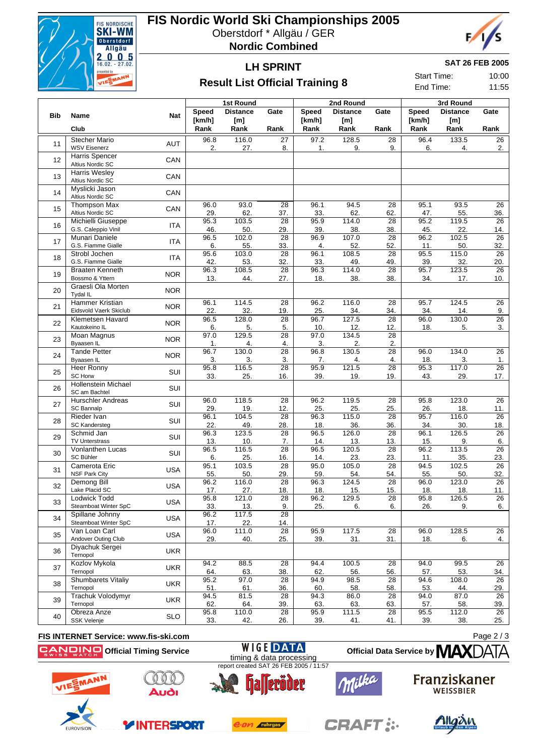# FIS Nordic World Ski Championships 2005

Oberstdorf * Allgäu / GER

**Nordic Combined**

## LH SPRINT

### Result List Official Training 8

**SAT 26 FEB 2005**

Start Time: 10:00

End Time: 11:55

| Bib | Name / Club | Nat | 1st Round Speed [km/h] / Rank | 1st Round Distance [m] / Rank | 1st Round Gate / Rank | 2nd Round Speed [km/h] / Rank | 2nd Round Distance [m] / Rank | 2nd Round Gate / Rank | 3rd Round Speed [km/h] / Rank | 3rd Round Distance [m] / Rank | 3rd Round Gate / Rank |
|---|---|---|---|---|---|---|---|---|---|---|---|
| 11 | Stecher Mario / WSV Eisenerz | AUT | 96.8 / 2. | 116.0 / 27. | 27 / 8. | 97.2 / 1. | 128.5 / 9. | 28 / 9. | 96.4 / 6. | 133.5 / 4. | 26 / 2. |
| 12 | Harris Spencer / Altius Nordic SC | CAN | | | | | | | | | |
| 13 | Harris Wesley / Altius Nordic SC | CAN | | | | | | | | | |
| 14 | Myslicki Jason / Altius Nordic SC | CAN | | | | | | | | | |
| 15 | Thompson Max / Altius Nordic SC | CAN | 96.0 / 29. | 93.0 / 62. | 28 / 37. | 96.1 / 33. | 94.5 / 62. | 28 / 62. | 95.1 / 47. | 93.5 / 55. | 26 / 36. |
| 16 | Michielli Giuseppe / G.S. Caleppio Vinil | ITA | 95.3 / 46. | 103.5 / 50. | 28 / 29. | 95.9 / 39. | 114.0 / 38. | 28 / 38. | 95.2 / 45. | 119.5 / 22. | 26 / 14. |
| 17 | Munari Daniele / G.S. Fiamme Gialle | ITA | 96.5 / 6. | 102.0 / 55. | 28 / 33. | 96.9 / 4. | 107.0 / 52. | 28 / 52. | 96.2 / 11. | 102.5 / 50. | 26 / 32. |
| 18 | Strobl Jochen / G.S. Fiamme Gialle | ITA | 95.6 / 42. | 103.0 / 53. | 28 / 32. | 96.1 / 33. | 108.5 / 49. | 28 / 49. | 95.5 / 39. | 115.0 / 32. | 26 / 20. |
| 19 | Braaten Kenneth / Bossmo & Yttern | NOR | 96.3 / 13. | 108.5 / 44. | 28 / 27. | 96.3 / 18. | 114.0 / 38. | 28 / 38. | 95.7 / 34. | 123.5 / 17. | 26 / 10. |
| 20 | Graesli Ola Morten / Tydal IL | NOR | | | | | | | | | |
| 21 | Hammer Kristian / Eidsvold Vaerk Skiclub | NOR | 96.1 / 22. | 114.5 / 32. | 28 / 19. | 96.2 / 25. | 116.0 / 34. | 28 / 34. | 95.7 / 34. | 124.5 / 14. | 26 / 9. |
| 22 | Klemetsen Havard / Kautokeino IL | NOR | 96.5 / 6. | 128.0 / 5. | 28 / 5. | 96.7 / 10. | 127.5 / 12. | 28 / 12. | 96.0 / 18. | 130.0 / 5. | 26 / 3. |
| 23 | Moan Magnus / Byaasen IL | NOR | 97.0 / 1. | 129.5 / 4. | 28 / 4. | 97.0 / 3. | 134.5 / 2. | 28 / 2. | | | |
| 24 | Tande Petter / Byaasen IL | NOR | 96.7 / 3. | 130.0 / 3. | 28 / 3. | 96.8 / 7. | 130.5 / 4. | 28 / 4. | 96.0 / 18. | 134.0 / 3. | 26 / 1. |
| 25 | Heer Ronny / SC Horw | SUI | 95.8 / 33. | 116.5 / 25. | 28 / 16. | 95.9 / 39. | 121.5 / 19. | 28 / 19. | 95.3 / 43. | 117.0 / 29. | 26 / 17. |
| 26 | Hollenstein Michael / SC am Bachtel | SUI | | | | | | | | | |
| 27 | Hurschler Andreas / SC Bannalp | SUI | 96.0 / 29. | 118.5 / 19. | 28 / 12. | 96.2 / 25. | 119.5 / 25. | 28 / 25. | 95.8 / 26. | 123.0 / 18. | 26 / 11. |
| 28 | Rieder Ivan / SC Kandersteg | SUI | 96.1 / 22. | 104.5 / 49. | 28 / 28. | 96.3 / 18. | 115.0 / 36. | 28 / 36. | 95.7 / 34. | 116.0 / 30. | 26 / 18. |
| 29 | Schmid Jan / TV Unterstrass | SUI | 96.3 / 13. | 123.5 / 10. | 28 / 7. | 96.5 / 14. | 126.0 / 13. | 28 / 13. | 96.1 / 15. | 126.5 / 9. | 26 / 6. |
| 30 | Vonlanthen Lucas / SC Bühler | SUI | 96.5 / 6. | 116.5 / 25. | 28 / 16. | 96.5 / 14. | 120.5 / 23. | 28 / 23. | 96.2 / 11. | 113.5 / 35. | 26 / 23. |
| 31 | Camerota Eric / NSF Park City | USA | 95.1 / 55. | 103.5 / 50. | 28 / 29. | 95.0 / 59. | 105.0 / 54. | 28 / 54. | 94.5 / 55. | 102.5 / 50. | 26 / 32. |
| 32 | Demong Bill / Lake Placid SC | USA | 96.2 / 17. | 116.0 / 27. | 28 / 18. | 96.3 / 18. | 124.5 / 15. | 28 / 15. | 96.0 / 18. | 123.0 / 18. | 26 / 11. |
| 33 | Lodwick Todd / Steamboat Winter SpC | USA | 95.8 / 33. | 121.0 / 13. | 28 / 9. | 96.2 / 25. | 129.5 / 6. | 28 / 6. | 95.8 / 26. | 126.5 / 9. | 26 / 6. |
| 34 | Spillane Johnny / Steamboat Winter SpC | USA | 96.2 / 17. | 117.5 / 22. | 28 / 14. | | | | | | |
| 35 | Van Loan Carl / Andover Outing Club | USA | 96.0 / 29. | 111.0 / 40. | 28 / 25. | 95.9 / 39. | 117.5 / 31. | 28 / 31. | 96.0 / 18. | 128.5 / 6. | 26 / 4. |
| 36 | Diyachuk Sergei / Ternopol | UKR | | | | | | | | | |
| 37 | Kozlov Mykola / Ternopol | UKR | 94.2 / 64. | 88.5 / 63. | 28 / 38. | 94.4 / 62. | 100.5 / 56. | 28 / 56. | 94.0 / 57. | 99.5 / 53. | 26 / 34. |
| 38 | Shumbarets Vitaliy / Ternopol | UKR | 95.2 / 51. | 97.0 / 61. | 28 / 36. | 94.9 / 60. | 98.5 / 58. | 28 / 58. | 94.6 / 53. | 108.0 / 44. | 26 / 29. |
| 39 | Trachuk Volodymyr / Ternopol | UKR | 94.5 / 62. | 81.5 / 64. | 28 / 39. | 94.3 / 63. | 86.0 / 63. | 28 / 63. | 94.0 / 57. | 87.0 / 58. | 26 / 39. |
| 40 | Obreza Anze / SSK Velenje | SLO | 95.8 / 33. | 110.0 / 42. | 28 / 26. | 95.9 / 39. | 111.5 / 41. | 28 / 41. | 95.5 / 39. | 112.0 / 38. | 26 / 25. |

FIS INTERNET Service: www.fis-ski.com

CANDINO Official Timing Service — WIGE DATA timing & data processing — Official Data Service by MAXDATA

report created SAT 26 FEB 2005 / 11:57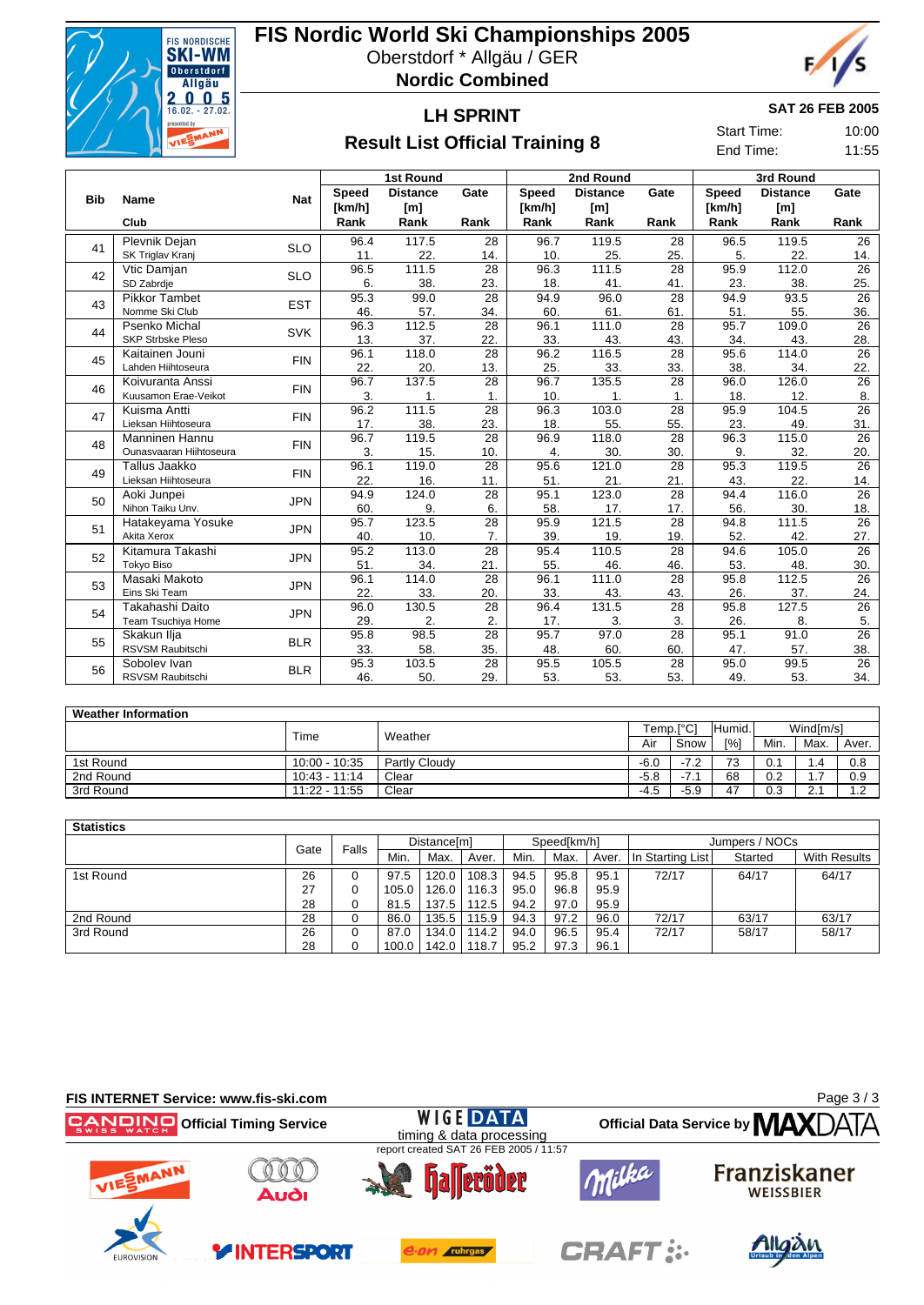# FIS Nordic World Ski Championships 2005

Oberstdorf * Allgäu / GER

**Nordic Combined**

## LH SPRINT

### Result List Official Training 8

**SAT 26 FEB 2005**

Start Time: 10:00

End Time: 11:55

| Bib | Name / Club | Nat | 1st Round Speed [km/h] Rank | 1st Round Distance [m] Rank | 1st Round Gate Rank | 2nd Round Speed [km/h] Rank | 2nd Round Distance [m] Rank | 2nd Round Gate Rank | 3rd Round Speed [km/h] Rank | 3rd Round Distance [m] Rank | 3rd Round Gate Rank |
|---|---|---|---|---|---|---|---|---|---|---|---|
| 41 | Plevnik Dejan / SK Triglav Kranj | SLO | 96.4 / 11. | 117.5 / 22. | 28 / 14. | 96.7 / 10. | 119.5 / 25. | 28 / 25. | 96.5 / 5. | 119.5 / 22. | 26 / 14. |
| 42 | Vtic Damjan / SD Zabrdje | SLO | 96.5 / 6. | 111.5 / 38. | 28 / 23. | 96.3 / 18. | 111.5 / 41. | 28 / 41. | 95.9 / 23. | 112.0 / 38. | 26 / 25. |
| 43 | Pikkor Tambet / Nomme Ski Club | EST | 95.3 / 46. | 99.0 / 57. | 28 / 34. | 94.9 / 60. | 96.0 / 61. | 28 / 61. | 94.9 / 51. | 93.5 / 55. | 26 / 36. |
| 44 | Psenko Michal / SKP Strbske Pleso | SVK | 96.3 / 13. | 112.5 / 37. | 28 / 22. | 96.1 / 33. | 111.0 / 43. | 28 / 43. | 95.7 / 34. | 109.0 / 43. | 26 / 28. |
| 45 | Kaitainen Jouni / Lahden Hiihtoseura | FIN | 96.1 / 22. | 118.0 / 20. | 28 / 13. | 96.2 / 25. | 116.5 / 33. | 28 / 33. | 95.6 / 38. | 114.0 / 34. | 26 / 22. |
| 46 | Koivuranta Anssi / Kuusamon Erae-Veikot | FIN | 96.7 / 3. | 137.5 / 1. | 28 / 1. | 96.7 / 10. | 135.5 / 1. | 28 / 1. | 96.0 / 18. | 126.0 / 12. | 26 / 8. |
| 47 | Kuisma Antti / Lieksan Hiihtoseura | FIN | 96.2 / 17. | 111.5 / 38. | 28 / 23. | 96.3 / 18. | 103.0 / 55. | 28 / 55. | 95.9 / 23. | 104.5 / 49. | 26 / 31. |
| 48 | Manninen Hannu / Ounasvaaran Hiihtoseura | FIN | 96.7 / 3. | 119.5 / 15. | 28 / 10. | 96.9 / 4. | 118.0 / 30. | 28 / 30. | 96.3 / 9. | 115.0 / 32. | 26 / 20. |
| 49 | Tallus Jaakko / Lieksan Hiihtoseura | FIN | 96.1 / 22. | 119.0 / 16. | 28 / 11. | 95.6 / 51. | 121.0 / 21. | 28 / 21. | 95.3 / 43. | 119.5 / 22. | 26 / 14. |
| 50 | Aoki Junpei / Nihon Taiku Unv. | JPN | 94.9 / 60. | 124.0 / 9. | 28 / 6. | 95.1 / 58. | 123.0 / 17. | 28 / 17. | 94.4 / 56. | 116.0 / 30. | 26 / 18. |
| 51 | Hatakeyama Yosuke / Akita Xerox | JPN | 95.7 / 40. | 123.5 / 10. | 28 / 7. | 95.9 / 39. | 121.5 / 19. | 28 / 19. | 94.8 / 52. | 111.5 / 42. | 26 / 27. |
| 52 | Kitamura Takashi / Tokyo Biso | JPN | 95.2 / 51. | 113.0 / 34. | 28 / 21. | 95.4 / 55. | 110.5 / 46. | 28 / 46. | 94.6 / 53. | 105.0 / 48. | 26 / 30. |
| 53 | Masaki Makoto / Eins Ski Team | JPN | 96.1 / 22. | 114.0 / 33. | 28 / 20. | 96.1 / 33. | 111.0 / 43. | 28 / 43. | 95.8 / 26. | 112.5 / 37. | 26 / 24. |
| 54 | Takahashi Daito / Team Tsuchiya Home | JPN | 96.0 / 29. | 130.5 / 2. | 28 / 2. | 96.4 / 17. | 131.5 / 3. | 28 / 3. | 95.8 / 26. | 127.5 / 8. | 26 / 5. |
| 55 | Skakun Ilja / RSVSM Raubitschi | BLR | 95.8 / 33. | 98.5 / 58. | 28 / 35. | 95.7 / 48. | 97.0 / 60. | 28 / 60. | 95.1 / 47. | 91.0 / 57. | 26 / 38. |
| 56 | Sobolev Ivan / RSVSM Raubitschi | BLR | 95.3 / 46. | 103.5 / 50. | 28 / 29. | 95.5 / 53. | 105.5 / 53. | 28 / 53. | 95.0 / 49. | 99.5 / 53. | 26 / 34. |

**Weather Information**

| | Time | Weather | Temp.[°C] Air | Temp.[°C] Snow | Humid. [%] | Wind[m/s] Min. | Wind[m/s] Max. | Wind[m/s] Aver. |
|---|---|---|---|---|---|---|---|---|
| 1st Round | 10:00 - 10:35 | Partly Cloudy | -6.0 | -7.2 | 73 | 0.1 | 1.4 | 0.8 |
| 2nd Round | 10:43 - 11:14 | Clear | -5.8 | -7.1 | 68 | 0.2 | 1.7 | 0.9 |
| 3rd Round | 11:22 - 11:55 | Clear | -4.5 | -5.9 | 47 | 0.3 | 2.1 | 1.2 |

**Statistics**

| | Gate | Falls | Distance[m] Min. | Distance[m] Max. | Distance[m] Aver. | Speed[km/h] Min. | Speed[km/h] Max. | Speed[km/h] Aver. | Jumpers / NOCs In Starting List | Jumpers / NOCs Started | Jumpers / NOCs With Results |
|---|---|---|---|---|---|---|---|---|---|---|---|
| 1st Round | 26 | 0 | 97.5 | 120.0 | 108.3 | 94.5 | 95.8 | 95.1 | 72/17 | 64/17 | 64/17 |
| | 27 | 0 | 105.0 | 126.0 | 116.3 | 95.0 | 96.8 | 95.9 | | | |
| | 28 | 0 | 81.5 | 137.5 | 112.5 | 94.2 | 97.0 | 95.9 | | | |
| 2nd Round | 28 | 0 | 86.0 | 135.5 | 115.9 | 94.3 | 97.2 | 96.0 | 72/17 | 63/17 | 63/17 |
| 3rd Round | 26 | 0 | 87.0 | 134.0 | 114.2 | 94.0 | 96.5 | 95.4 | 72/17 | 58/17 | 58/17 |
| | 28 | 0 | 100.0 | 142.0 | 118.7 | 95.2 | 97.3 | 96.1 | | | |

FIS INTERNET Service: www.fis-ski.com

Official Timing Service: CANDINO Swiss Watch

WIGE DATA timing & data processing

report created SAT 26 FEB 2005 / 11:57

Official Data Service by MAXDATA